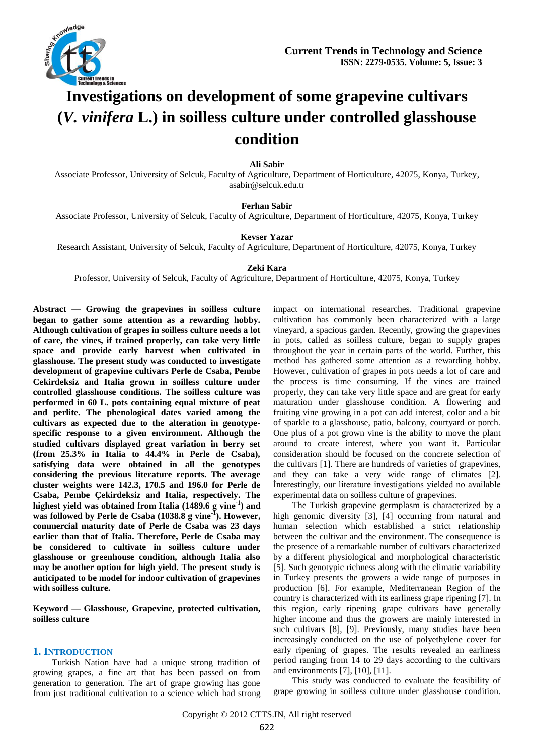# Investigations on development of some grapevine cultivars (*V. vinifera* L.) in soilless culture under controlled glasshouse condition

**Ali Sabir**

Associate Professor, University of Selcuk, Faculty of Agriculture, Department of Horticulture, 42075, Konya, Turkey, asabir@selcuk.edu.tr

**Ferhan Sabir**

Associate Professor, University of Selcuk, Faculty of Agriculture, Department of Horticulture, 42075, Konya, Turkey

**Kevser Yazar**

Research Assistant, University of Selcuk, Faculty of Agriculture, Department of Horticulture, 42075, Konya, Turkey

**Zeki Kara**

Professor, University of Selcuk, Faculty of Agriculture, Department of Horticulture, 42075, Konya, Turkey

**Abstract — Growing the grapevines in soilless culture began to gather some attention as a rewarding hobby. Although cultivation of grapes in soilless culture needs a lot of care, the vines, if trained properly, can take very little space and provide early harvest when cultivated in glasshouse. The present study was conducted to investigate development of grapevine cultivars Perle de Csaba, Pembe Cekirdeksiz and Italia grown in soilless culture under controlled glasshouse conditions. The soilless culture was performed in 60 L. pots containing equal mixture of peat and perlite. The phenological dates varied among the cultivars as expected due to the alteration in genotype-specific response to a given environment. Although the studied cultivars displayed great variation in berry set (from 25.3% in Italia to 44.4% in Perle de Csaba), satisfying data were obtained in all the genotypes considering the previous literature reports. The average cluster weights were 142.3, 170.5 and 196.0 for Perle de Csaba, Pembe Çekirdeksiz and Italia, respectively. The highest yield was obtained from Italia (1489.6 g vine$^{-1}$) and was followed by Perle de Csaba (1038.8 g vine$^{-1}$). However, commercial maturity date of Perle de Csaba was 23 days earlier than that of Italia. Therefore, Perle de Csaba may be considered to cultivate in soilless culture under glasshouse or greenhouse condition, although Italia also may be another option for high yield. The present study is anticipated to be model for indoor cultivation of grapevines with soilless culture.**

**Keyword — Glasshouse, Grapevine, protected cultivation, soilless culture**

## 1. Introduction

Turkish Nation have had a unique strong tradition of growing grapes, a fine art that has been passed on from generation to generation. The art of grape growing has gone from just traditional cultivation to a science which had strong impact on international researches. Traditional grapevine cultivation has commonly been characterized with a large vineyard, a spacious garden. Recently, growing the grapevines in pots, called as soilless culture, began to supply grapes throughout the year in certain parts of the world. Further, this method has gathered some attention as a rewarding hobby. However, cultivation of grapes in pots needs a lot of care and the process is time consuming. If the vines are trained properly, they can take very little space and are great for early maturation under glasshouse condition. A flowering and fruiting vine growing in a pot can add interest, color and a bit of sparkle to a glasshouse, patio, balcony, courtyard or porch. One plus of a pot grown vine is the ability to move the plant around to create interest, where you want it. Particular consideration should be focused on the concrete selection of the cultivars [1]. There are hundreds of varieties of grapevines, and they can take a very wide range of climates [2]. İnterestingly, our literature investigations yielded no available experimental data on soilless culture of grapevines.

The Turkish grapevine germplasm is characterized by a high genomic diversity [3], [4] occurring from natural and human selection which established a strict relationship between the cultivar and the environment. The consequence is the presence of a remarkable number of cultivars characterized by a different physiological and morphological characteristic [5]. Such genotypic richness along with the climatic variability in Turkey presents the growers a wide range of purposes in production [6]. For example, Mediterranean Region of the country is characterized with its earliness grape ripening [7]. In this region, early ripening grape cultivars have generally higher income and thus the growers are mainly interested in such cultivars [8], [9]. Previously, many studies have been increasingly conducted on the use of polyethylene cover for early ripening of grapes. The results revealed an earliness period ranging from 14 to 29 days according to the cultivars and environments [7], [10], [11].

This study was conducted to evaluate the feasibility of grape growing in soilless culture under glasshouse condition.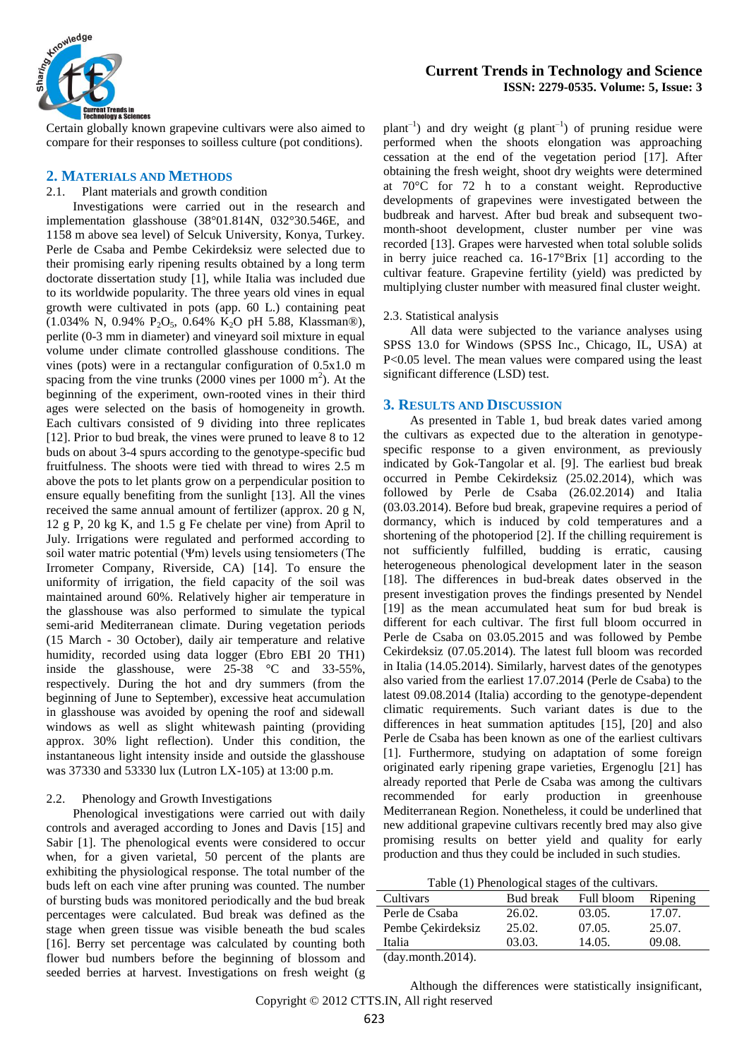Certain globally known grapevine cultivars were also aimed to compare for their responses to soilless culture (pot conditions).

## 2. Materials and Methods

2.1. Plant materials and growth condition

Investigations were carried out in the research and implementation glasshouse (38°01.814N, 032°30.546E, and 1158 m above sea level) of Selcuk University, Konya, Turkey. Perle de Csaba and Pembe Cekirdeksiz were selected due to their promising early ripening results obtained by a long term doctorate dissertation study [1], while Italia was included due to its worldwide popularity. The three years old vines in equal growth were cultivated in pots (app. 60 L.) containing peat (1.034% N, 0.94% $P_2O_5$, 0.64% $K_2O$ pH 5.88, Klassman®), perlite (0-3 mm in diameter) and vineyard soil mixture in equal volume under climate controlled glasshouse conditions. The vines (pots) were in a rectangular configuration of 0.5x1.0 m spacing from the vine trunks (2000 vines per 1000 $m^2$). At the beginning of the experiment, own-rooted vines in their third ages were selected on the basis of homogeneity in growth. Each cultivars consisted of 9 dividing into three replicates [12]. Prior to bud break, the vines were pruned to leave 8 to 12 buds on about 3-4 spurs according to the genotype-specific bud fruitfulness. The shoots were tied with thread to wires 2.5 m above the pots to let plants grow on a perpendicular position to ensure equally benefiting from the sunlight [13]. All the vines received the same annual amount of fertilizer (approx. 20 g N, 12 g P, 20 kg K, and 1.5 g Fe chelate per vine) from April to July. Irrigations were regulated and performed according to soil water matric potential (Ψm) levels using tensiometers (The Irrometer Company, Riverside, CA) [14]. To ensure the uniformity of irrigation, the field capacity of the soil was maintained around 60%. Relatively higher air temperature in the glasshouse was also performed to simulate the typical semi-arid Mediterranean climate. During vegetation periods (15 March - 30 October), daily air temperature and relative humidity, recorded using data logger (Ebro EBI 20 TH1) inside the glasshouse, were 25-38 °C and 33-55%, respectively. During the hot and dry summers (from the beginning of June to September), excessive heat accumulation in glasshouse was avoided by opening the roof and sidewall windows as well as slight whitewash painting (providing approx. 30% light reflection). Under this condition, the instantaneous light intensity inside and outside the glasshouse was 37330 and 53330 lux (Lutron LX-105) at 13:00 p.m.

2.2. Phenology and Growth Investigations

Phenological investigations were carried out with daily controls and averaged according to Jones and Davis [15] and Sabir [1]. The phenological events were considered to occur when, for a given varietal, 50 percent of the plants are exhibiting the physiological response. The total number of the buds left on each vine after pruning was counted. The number of bursting buds was monitored periodically and the bud break percentages were calculated. Bud break was defined as the stage when green tissue was visible beneath the bud scales [16]. Berry set percentage was calculated by counting both flower bud numbers before the beginning of blossom and seeded berries at harvest. Investigations on fresh weight (g $plant^{-1}$) and dry weight (g $plant^{-1}$) of pruning residue were performed when the shoots elongation was approaching cessation at the end of the vegetation period [17]. After obtaining the fresh weight, shoot dry weights were determined at 70°C for 72 h to a constant weight. Reproductive developments of grapevines were investigated between the budbreak and harvest. After bud break and subsequent two-month-shoot development, cluster number per vine was recorded [13]. Grapes were harvested when total soluble solids in berry juice reached ca. 16-17°Brix [1] according to the cultivar feature. Grapevine fertility (yield) was predicted by multiplying cluster number with measured final cluster weight.

2.3. Statistical analysis

All data were subjected to the variance analyses using SPSS 13.0 for Windows (SPSS Inc., Chicago, IL, USA) at $P<0.05$ level. The mean values were compared using the least significant difference (LSD) test.

## 3. Results and Discussion

As presented in Table 1, bud break dates varied among the cultivars as expected due to the alteration in genotype-specific response to a given environment, as previously indicated by Gok-Tangolar et al. [9]. The earliest bud break occurred in Pembe Cekirdeksiz (25.02.2014), which was followed by Perle de Csaba (26.02.2014) and Italia (03.03.2014). Before bud break, grapevine requires a period of dormancy, which is induced by cold temperatures and a shortening of the photoperiod [2]. If the chilling requirement is not sufficiently fulfilled, budding is erratic, causing heterogeneous phenological development later in the season [18]. The differences in bud-break dates observed in the present investigation proves the findings presented by Nendel [19] as the mean accumulated heat sum for bud break is different for each cultivar. The first full bloom occurred in Perle de Csaba on 03.05.2015 and was followed by Pembe Cekirdeksiz (07.05.2014). The latest full bloom was recorded in Italia (14.05.2014). Similarly, harvest dates of the genotypes also varied from the earliest 17.07.2014 (Perle de Csaba) to the latest 09.08.2014 (Italia) according to the genotype-dependent climatic requirements. Such variant dates is due to the differences in heat summation aptitudes [15], [20] and also Perle de Csaba has been known as one of the earliest cultivars [1]. Furthermore, studying on adaptation of some foreign originated early ripening grape varieties, Ergenoglu [21] has already reported that Perle de Csaba was among the cultivars recommended for early production in greenhouse Mediterranean Region. Nonetheless, it could be underlined that new additional grapevine cultivars recently bred may also give promising results on better yield and quality for early production and thus they could be included in such studies.

Table (1) Phenological stages of the cultivars.

| Cultivars | Bud break | Full bloom | Ripening |
|---|---|---|---|
| Perle de Csaba | 26.02. | 03.05. | 17.07. |
| Pembe Çekirdeksiz | 25.02. | 07.05. | 25.07. |
| Italia | 03.03. | 14.05. | 09.08. |

(day.month.2014).

Although the differences were statistically insignificant,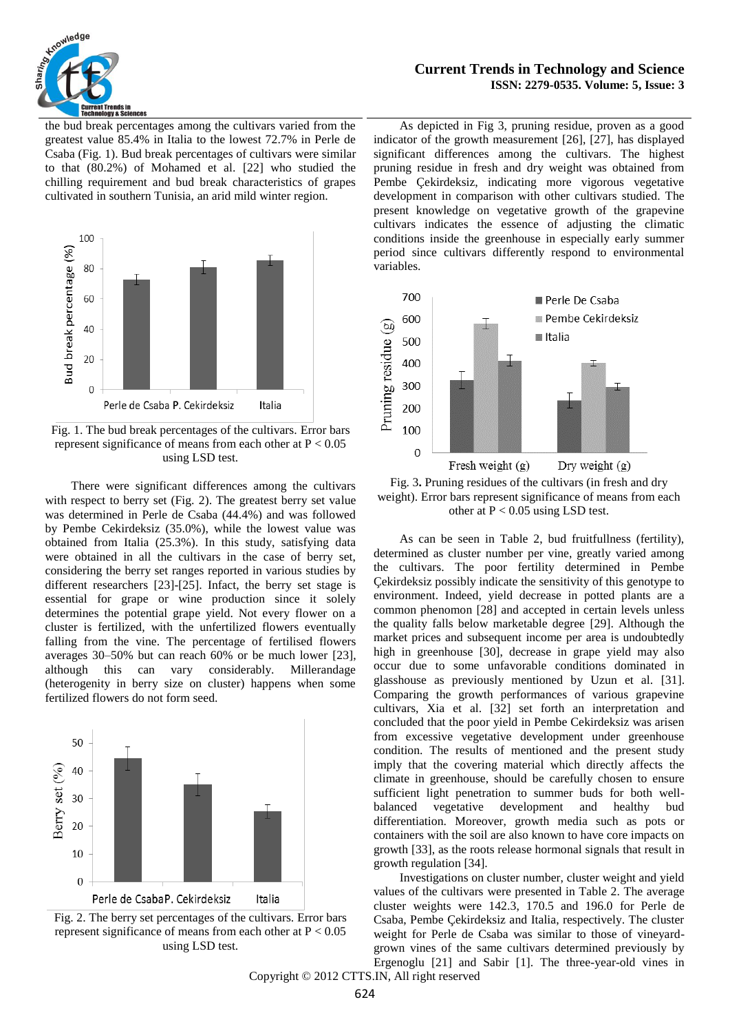the bud break percentages among the cultivars varied from the greatest value 85.4% in Italia to the lowest 72.7% in Perle de Csaba (Fig. 1). Bud break percentages of cultivars were similar to that (80.2%) of Mohamed et al. [22] who studied the chilling requirement and bud break characteristics of grapes cultivated in southern Tunisia, an arid mild winter region.

Fig. 1. The bud break percentages of the cultivars. Error bars represent significance of means from each other at $P < 0.05$ using LSD test.

There were significant differences among the cultivars with respect to berry set (Fig. 2). The greatest berry set value was determined in Perle de Csaba (44.4%) and was followed by Pembe Cekirdeksiz (35.0%), while the lowest value was obtained from Italia (25.3%). In this study, satisfying data were obtained in all the cultivars in the case of berry set, considering the berry set ranges reported in various studies by different researchers [23]-[25]. Infact, the berry set stage is essential for grape or wine production since it solely determines the potential grape yield. Not every flower on a cluster is fertilized, with the unfertilized flowers eventually falling from the vine. The percentage of fertilised flowers averages 30–50% but can reach 60% or be much lower [23], although this can vary considerably. Millerandage (heterogenity in berry size on cluster) happens when some fertilized flowers do not form seed.

Fig. 2. The berry set percentages of the cultivars. Error bars represent significance of means from each other at $P < 0.05$ using LSD test.

As depicted in Fig 3, pruning residue, proven as a good indicator of the growth measurement [26], [27], has displayed significant differences among the cultivars. The highest pruning residue in fresh and dry weight was obtained from Pembe Çekirdeksiz, indicating more vigorous vegetative development in comparison with other cultivars studied. The present knowledge on vegetative growth of the grapevine cultivars indicates the essence of adjusting the climatic conditions inside the greenhouse in especially early summer period since cultivars differently respond to environmental variables.

Fig. 3. Pruning residues of the cultivars (in fresh and dry weight). Error bars represent significance of means from each other at $P < 0.05$ using LSD test.

As can be seen in Table 2, bud fruitfullness (fertility), determined as cluster number per vine, greatly varied among the cultivars. The poor fertility determined in Pembe Çekirdeksiz possibly indicate the sensitivity of this genotype to environment. Indeed, yield decrease in potted plants are a common phenomon [28] and accepted in certain levels unless the quality falls below marketable degree [29]. Although the market prices and subsequent income per area is undoubtedly high in greenhouse [30], decrease in grape yield may also occur due to some unfavorable conditions dominated in glasshouse as previously mentioned by Uzun et al. [31]. Comparing the growth performances of various grapevine cultivars, Xia et al. [32] set forth an interpretation and concluded that the poor yield in Pembe Cekirdeksiz was arisen from excessive vegetative development under greenhouse condition. The results of mentioned and the present study imply that the covering material which directly affects the climate in greenhouse, should be carefully chosen to ensure sufficient light penetration to summer buds for both well-balanced vegetative development and healthy bud differentiation. Moreover, growth media such as pots or containers with the soil are also known to have core impacts on growth [33], as the roots release hormonal signals that result in growth regulation [34].

Investigations on cluster number, cluster weight and yield values of the cultivars were presented in Table 2. The average cluster weights were 142.3, 170.5 and 196.0 for Perle de Csaba, Pembe Çekirdeksiz and Italia, respectively. The cluster weight for Perle de Csaba was similar to those of vineyard-grown vines of the same cultivars determined previously by Ergenoglu [21] and Sabir [1]. The three-year-old vines in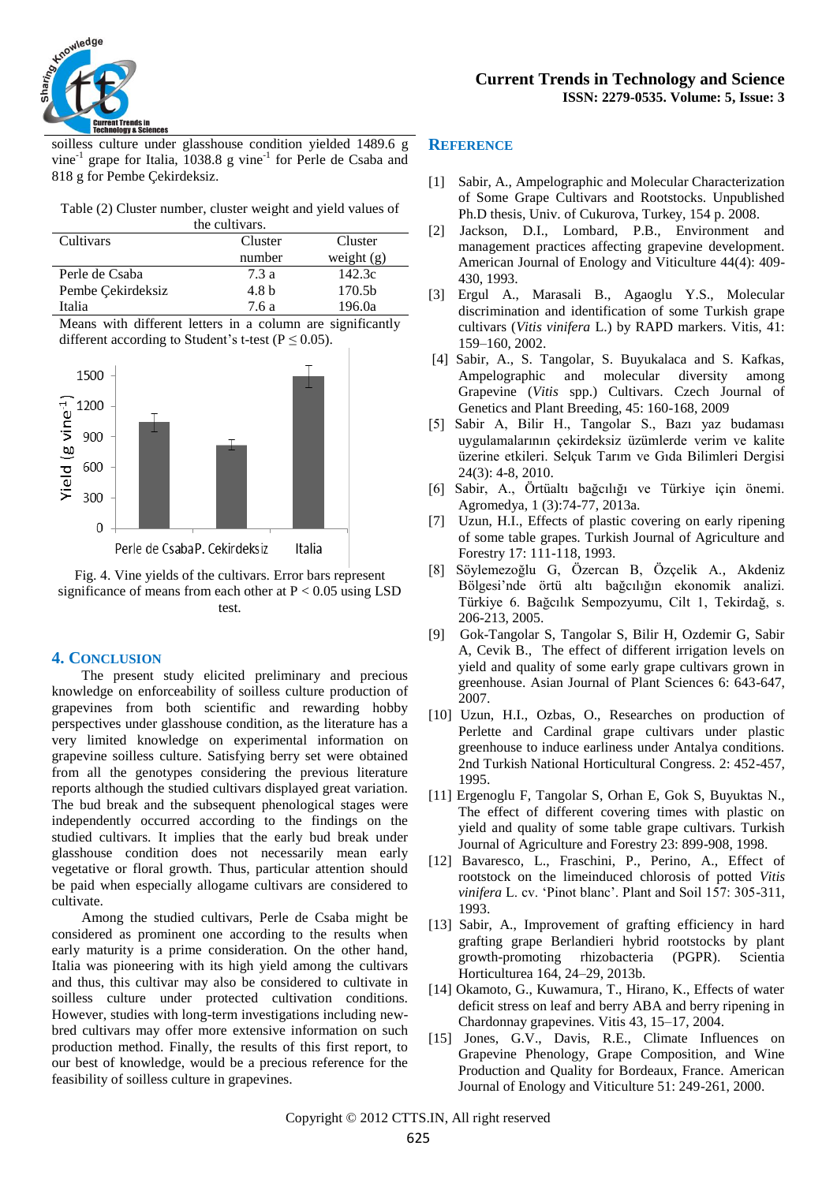soilless culture under glasshouse condition yielded 1489.6 g vine$^{-1}$ grape for Italia, 1038.8 g vine$^{-1}$ for Perle de Csaba and 818 g for Pembe Çekirdeksiz.

Table (2) Cluster number, cluster weight and yield values of the cultivars.

| Cultivars | Cluster number | Cluster weight (g) |
|---|---|---|
| Perle de Csaba | 7.3 a | 142.3c |
| Pembe Çekirdeksiz | 4.8 b | 170.5b |
| Italia | 7.6 a | 196.0a |

Means with different letters in a column are significantly different according to Student's t-test ($P \leq 0.05$).

Fig. 4. Vine yields of the cultivars. Error bars represent significance of means from each other at $P < 0.05$ using LSD test.

## 4. Conclusion

The present study elicited preliminary and precious knowledge on enforceability of soilless culture production of grapevines from both scientific and rewarding hobby perspectives under glasshouse condition, as the literature has a very limited knowledge on experimental information on grapevine soilless culture. Satisfying berry set were obtained from all the genotypes considering the previous literature reports although the studied cultivars displayed great variation. The bud break and the subsequent phenological stages were independently occurred according to the findings on the studied cultivars. It implies that the early bud break under glasshouse condition does not necessarily mean early vegetative or floral growth. Thus, particular attention should be paid when especially allogame cultivars are considered to cultivate.

Among the studied cultivars, Perle de Csaba might be considered as prominent one according to the results when early maturity is a prime consideration. On the other hand, Italia was pioneering with its high yield among the cultivars and thus, this cultivar may also be considered to cultivate in soilless culture under protected cultivation conditions. However, studies with long-term investigations including new-bred cultivars may offer more extensive information on such production method. Finally, the results of this first report, to our best of knowledge, would be a precious reference for the feasibility of soilless culture in grapevines.

## Reference

[1] Sabir, A., Ampelographic and Molecular Characterization of Some Grape Cultivars and Rootstocks. Unpublished Ph.D thesis, Univ. of Cukurova, Turkey, 154 p. 2008.

[2] Jackson, D.I., Lombard, P.B., Environment and management practices affecting grapevine development. American Journal of Enology and Viticulture 44(4): 409-430, 1993.

[3] Ergul A., Marasali B., Agaoglu Y.S., Molecular discrimination and identification of some Turkish grape cultivars (*Vitis vinifera* L.) by RAPD markers. Vitis, 41: 159–160, 2002.

[4] Sabir, A., S. Tangolar, S. Buyukalaca and S. Kafkas, Ampelographic and molecular diversity among Grapevine (*Vitis* spp.) Cultivars. Czech Journal of Genetics and Plant Breeding, 45: 160-168, 2009

[5] Sabir A, Bilir H., Tangolar S., Bazı yaz budaması uygulamalarının çekirdeksiz üzümlerde verim ve kalite üzerine etkileri. Selçuk Tarım ve Gıda Bilimleri Dergisi 24(3): 4-8, 2010.

[6] Sabir, A., Örtüaltı bağcılığı ve Türkiye için önemi. Agromedya, 1 (3):74-77, 2013a.

[7] Uzun, H.I., Effects of plastic covering on early ripening of some table grapes. Turkish Journal of Agriculture and Forestry 17: 111-118, 1993.

[8] Söylemezoğlu G, Özercan B, Özçelik A., Akdeniz Bölgesi'nde örtü altı bağcılığın ekonomik analizi. Türkiye 6. Bağcılık Sempozyumu, Cilt 1, Tekirdağ, s. 206-213, 2005.

[9] Gok-Tangolar S, Tangolar S, Bilir H, Ozdemir G, Sabir A, Cevik B., The effect of different irrigation levels on yield and quality of some early grape cultivars grown in greenhouse. Asian Journal of Plant Sciences 6: 643-647, 2007.

[10] Uzun, H.I., Ozbas, O., Researches on production of Perlette and Cardinal grape cultivars under plastic greenhouse to induce earliness under Antalya conditions. 2nd Turkish National Horticultural Congress. 2: 452-457, 1995.

[11] Ergenoglu F, Tangolar S, Orhan E, Gok S, Buyuktas N., The effect of different covering times with plastic on yield and quality of some table grape cultivars. Turkish Journal of Agriculture and Forestry 23: 899-908, 1998.

[12] Bavaresco, L., Fraschini, P., Perino, A., Effect of rootstock on the limeinduced chlorosis of potted *Vitis vinifera* L. cv. 'Pinot blanc'. Plant and Soil 157: 305-311, 1993.

[13] Sabir, A., Improvement of grafting efficiency in hard grafting grape Berlandieri hybrid rootstocks by plant growth-promoting rhizobacteria (PGPR). Scientia Horticulturea 164, 24–29, 2013b.

[14] Okamoto, G., Kuwamura, T., Hirano, K., Effects of water deficit stress on leaf and berry ABA and berry ripening in Chardonnay grapevines. Vitis 43, 15–17, 2004.

[15] Jones, G.V., Davis, R.E., Climate Influences on Grapevine Phenology, Grape Composition, and Wine Production and Quality for Bordeaux, France. American Journal of Enology and Viticulture 51: 249-261, 2000.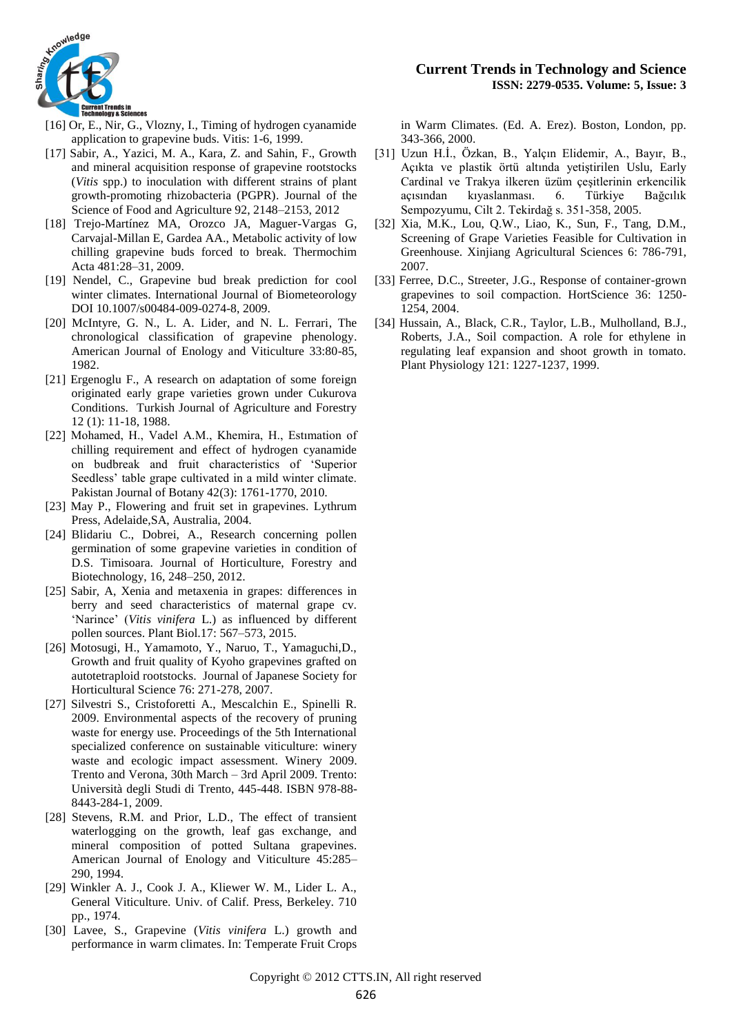[16] Or, E., Nir, G., Vlozny, I., Timing of hydrogen cyanamide application to grapevine buds. Vitis: 1-6, 1999.

[17] Sabir, A., Yazici, M. A., Kara, Z. and Sahin, F., Growth and mineral acquisition response of grapevine rootstocks (*Vitis* spp.) to inoculation with different strains of plant growth-promoting rhizobacteria (PGPR). Journal of the Science of Food and Agriculture 92, 2148–2153, 2012

[18] Trejo-Martínez MA, Orozco JA, Maguer-Vargas G, Carvajal-Millan E, Gardea AA., Metabolic activity of low chilling grapevine buds forced to break. Thermochim Acta 481:28–31, 2009.

[19] Nendel, C., Grapevine bud break prediction for cool winter climates. International Journal of Biometeorology DOI 10.1007/s00484-009-0274-8, 2009.

[20] McIntyre, G. N., L. A. Lider, and N. L. Ferrari, The chronological classification of grapevine phenology. American Journal of Enology and Viticulture 33:80-85, 1982.

[21] Ergenoglu F., A research on adaptation of some foreign originated early grape varieties grown under Cukurova Conditions. Turkish Journal of Agriculture and Forestry 12 (1): 11-18, 1988.

[22] Mohamed, H., Vadel A.M., Khemira, H., Estımation of chilling requirement and effect of hydrogen cyanamide on budbreak and fruit characteristics of 'Superior Seedless' table grape cultivated in a mild winter climate. Pakistan Journal of Botany 42(3): 1761-1770, 2010.

[23] May P., Flowering and fruit set in grapevines. Lythrum Press, Adelaide,SA, Australia, 2004.

[24] Blidariu C., Dobrei, A., Research concerning pollen germination of some grapevine varieties in condition of D.S. Timisoara. Journal of Horticulture, Forestry and Biotechnology, 16, 248–250, 2012.

[25] Sabir, A, Xenia and metaxenia in grapes: differences in berry and seed characteristics of maternal grape cv. 'Narince' (*Vitis vinifera* L.) as influenced by different pollen sources. Plant Biol.17: 567–573, 2015.

[26] Motosugi, H., Yamamoto, Y., Naruo, T., Yamaguchi,D., Growth and fruit quality of Kyoho grapevines grafted on autotetraploid rootstocks. Journal of Japanese Society for Horticultural Science 76: 271-278, 2007.

[27] Silvestri S., Cristoforetti A., Mescalchin E., Spinelli R. 2009. Environmental aspects of the recovery of pruning waste for energy use. Proceedings of the 5th International specialized conference on sustainable viticulture: winery waste and ecologic impact assessment. Winery 2009. Trento and Verona, 30th March – 3rd April 2009. Trento: Università degli Studi di Trento, 445-448. ISBN 978-88-8443-284-1, 2009.

[28] Stevens, R.M. and Prior, L.D., The effect of transient waterlogging on the growth, leaf gas exchange, and mineral composition of potted Sultana grapevines. American Journal of Enology and Viticulture 45:285–290, 1994.

[29] Winkler A. J., Cook J. A., Kliewer W. M., Lider L. A., General Viticulture. Univ. of Calif. Press, Berkeley. 710 pp., 1974.

[30] Lavee, S., Grapevine (*Vitis vinifera* L.) growth and performance in warm climates. In: Temperate Fruit Crops in Warm Climates. (Ed. A. Erez). Boston, London, pp. 343-366, 2000.

[31] Uzun H.İ., Özkan, B., Yalçın Elidemir, A., Bayır, B., Açıkta ve plastik örtü altında yetiştirilen Uslu, Early Cardinal ve Trakya ilkeren üzüm çeşitlerinin erkencilik açısından kıyaslanması. 6. Türkiye Bağcılık Sempozyumu, Cilt 2. Tekirdağ s. 351-358, 2005.

[32] Xia, M.K., Lou, Q.W., Liao, K., Sun, F., Tang, D.M., Screening of Grape Varieties Feasible for Cultivation in Greenhouse. Xinjiang Agricultural Sciences 6: 786-791, 2007.

[33] Ferree, D.C., Streeter, J.G., Response of container-grown grapevines to soil compaction. HortScience 36: 1250-1254, 2004.

[34] Hussain, A., Black, C.R., Taylor, L.B., Mulholland, B.J., Roberts, J.A., Soil compaction. A role for ethylene in regulating leaf expansion and shoot growth in tomato. Plant Physiology 121: 1227-1237, 1999.